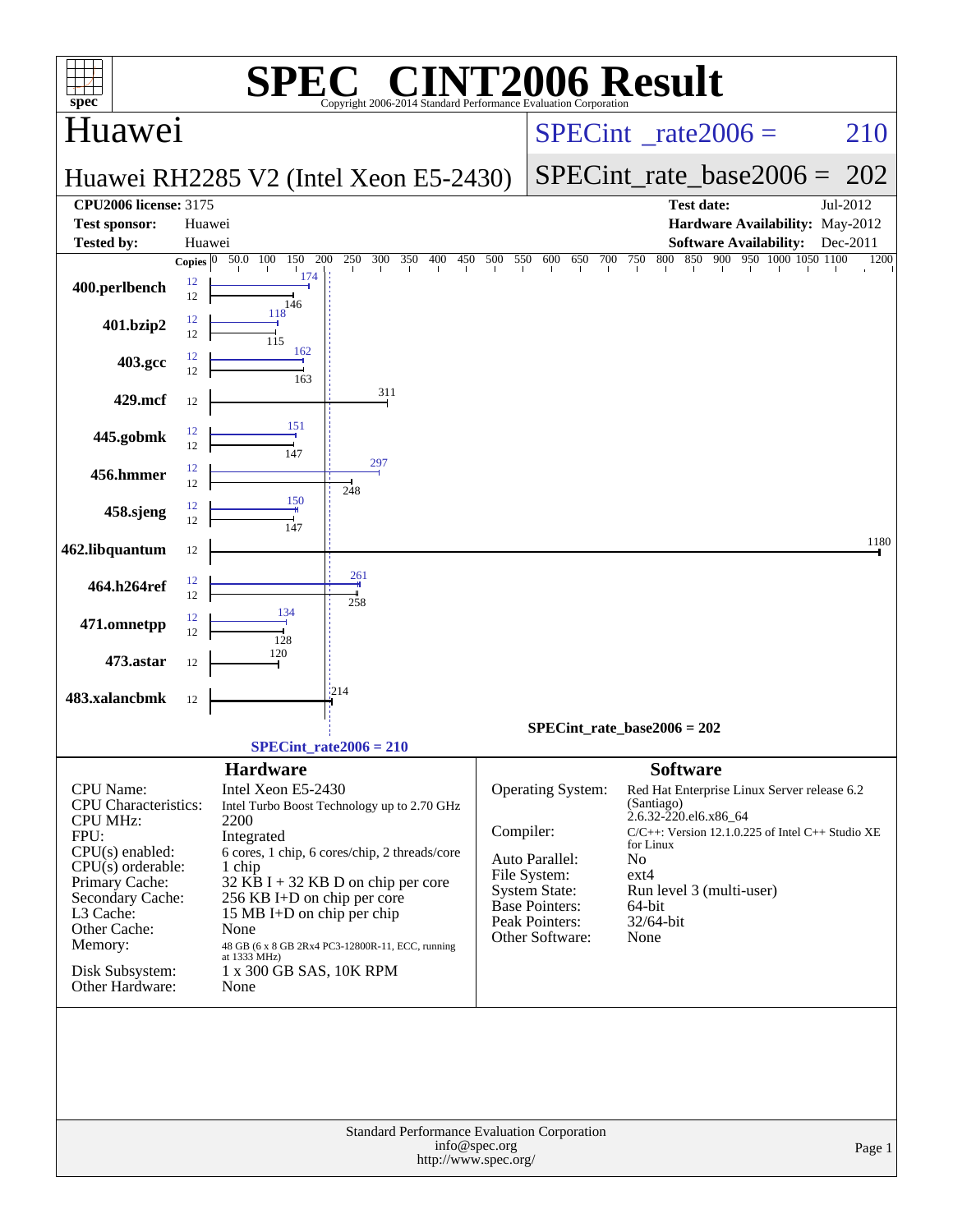# SPEC CINT2006 Result

Copyright 2006-2014 Standard Performance Evaluation Corporation

## Huawei

**Huawei RH2285 V2 (Intel Xeon E5-2430)**

SPECint_rate2006 = 210

SPECint_rate_base2006 = 202

| | | | |
|---|---|---|---|
| **CPU2006 license:** 3175 | | **Test date:** | Jul-2012 |
| **Test sponsor:** | Huawei | **Hardware Availability:** | May-2012 |
| **Tested by:** | Huawei | **Software Availability:** | Dec-2011 |

| Benchmark | Copies (peak) | Peak | Copies (base) | Base |
|---|---|---|---|---|
| 400.perlbench | 12 | 174 | 12 | 146 |
| 401.bzip2 | 12 | 118 | 12 | 115 |
| 403.gcc | 12 | 162 | 12 | 163 |
| 429.mcf | | | 12 | 311 |
| 445.gobmk | 12 | 151 | 12 | 147 |
| 456.hmmer | 12 | 297 | 12 | 248 |
| 458.sjeng | 12 | 150 | 12 | 147 |
| 462.libquantum | | | 12 | 1180 |
| 464.h264ref | 12 | 261 | 12 | 258 |
| 471.omnetpp | 12 | 134 | 12 | 128 |
| 473.astar | | | 12 | 120 |
| 483.xalancbmk | | | 12 | 214 |

SPECint_rate_base2006 = 202

SPECint_rate2006 = 210

## Hardware

| | |
|---|---|
| CPU Name: | Intel Xeon E5-2430 |
| CPU Characteristics: | Intel Turbo Boost Technology up to 2.70 GHz |
| CPU MHz: | 2200 |
| FPU: | Integrated |
| CPU(s) enabled: | 6 cores, 1 chip, 6 cores/chip, 2 threads/core |
| CPU(s) orderable: | 1 chip |
| Primary Cache: | 32 KB I + 32 KB D on chip per core |
| Secondary Cache: | 256 KB I+D on chip per core |
| L3 Cache: | 15 MB I+D on chip per chip |
| Other Cache: | None |
| Memory: | 48 GB (6 x 8 GB 2Rx4 PC3-12800R-11, ECC, running at 1333 MHz) |
| Disk Subsystem: | 1 x 300 GB SAS, 10K RPM |
| Other Hardware: | None |

## Software

| | |
|---|---|
| Operating System: | Red Hat Enterprise Linux Server release 6.2 (Santiago) 2.6.32-220.el6.x86_64 |
| Compiler: | C/C++: Version 12.1.0.225 of Intel C++ Studio XE for Linux |
| Auto Parallel: | No |
| File System: | ext4 |
| System State: | Run level 3 (multi-user) |
| Base Pointers: | 64-bit |
| Peak Pointers: | 32/64-bit |
| Other Software: | None |

Standard Performance Evaluation Corporation
info@spec.org
http://www.spec.org/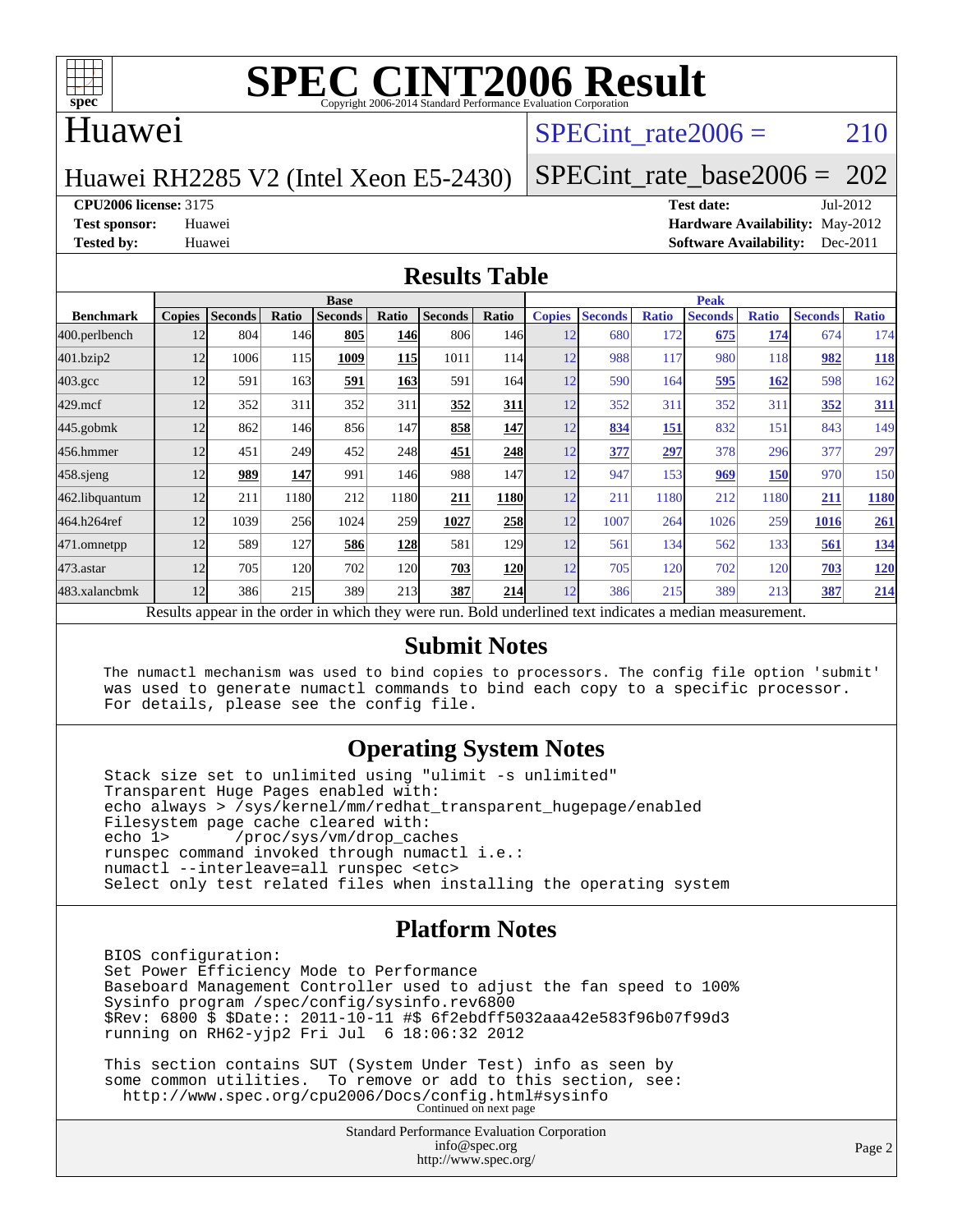# SPEC CINT2006 Result

Copyright 2006-2014 Standard Performance Evaluation Corporation

## Huawei

Huawei RH2285 V2 (Intel Xeon E5-2430)

SPECint_rate2006 = 210

SPECint_rate_base2006 = 202

**CPU2006 license:** 3175

**Test sponsor:** Huawei

**Tested by:** Huawei

**Test date:** Jul-2012

**Hardware Availability:** May-2012

**Software Availability:** Dec-2011

## Results Table

| Benchmark | Base | | | | | | | Peak | | | | | | |
|---|---|---|---|---|---|---|---|---|---|---|---|---|---|---|
| | Copies | Seconds | Ratio | Seconds | Ratio | Seconds | Ratio | Copies | Seconds | Ratio | Seconds | Ratio | Seconds | Ratio |
| 400.perlbench | 12 | 804 | 146 | **805** | **146** | 806 | 146 | 12 | 680 | 172 | **675** | **174** | 674 | 174 |
| 401.bzip2 | 12 | 1006 | 115 | **1009** | **115** | 1011 | 114 | 12 | 988 | 117 | 980 | 118 | **982** | **118** |
| 403.gcc | 12 | 591 | 163 | **591** | **163** | 591 | 164 | 12 | 590 | 164 | **595** | **162** | 598 | 162 |
| 429.mcf | 12 | 352 | 311 | 352 | 311 | **352** | **311** | 12 | 352 | 311 | 352 | 311 | **352** | **311** |
| 445.gobmk | 12 | 862 | 146 | 856 | 147 | **858** | **147** | 12 | **834** | **151** | 832 | 151 | 843 | 149 |
| 456.hmmer | 12 | 451 | 249 | 452 | 248 | **451** | **248** | 12 | **377** | **297** | 378 | 296 | 377 | 297 |
| 458.sjeng | 12 | **989** | **147** | 991 | 146 | 988 | 147 | 12 | 947 | 153 | **969** | **150** | 970 | 150 |
| 462.libquantum | 12 | 211 | 1180 | 212 | 1180 | **211** | **1180** | 12 | 211 | 1180 | 212 | 1180 | **211** | **1180** |
| 464.h264ref | 12 | 1039 | 256 | 1024 | 259 | **1027** | **258** | 12 | 1007 | 264 | 1026 | 259 | **1016** | **261** |
| 471.omnetpp | 12 | 589 | 127 | **586** | **128** | 581 | 129 | 12 | 561 | 134 | 562 | 133 | **561** | **134** |
| 473.astar | 12 | 705 | 120 | 702 | 120 | **703** | **120** | 12 | 705 | 120 | 702 | 120 | **703** | **120** |
| 483.xalancbmk | 12 | 386 | 215 | 389 | 213 | **387** | **214** | 12 | 386 | 215 | 389 | 213 | **387** | **214** |

Results appear in the order in which they were run. Bold underlined text indicates a median measurement.

## Submit Notes

```
The numactl mechanism was used to bind copies to processors. The config file option 'submit'
was used to generate numactl commands to bind each copy to a specific processor.
For details, please see the config file.
```

## Operating System Notes

```
Stack size set to unlimited using "ulimit -s unlimited"
Transparent Huge Pages enabled with:
echo always > /sys/kernel/mm/redhat_transparent_hugepage/enabled
Filesystem page cache cleared with:
echo 1>       /proc/sys/vm/drop_caches
runspec command invoked through numactl i.e.:
numactl --interleave=all runspec <etc>
Select only test related files when installing the operating system
```

## Platform Notes

```
BIOS configuration:
Set Power Efficiency Mode to Performance
Baseboard Management Controller used to adjust the fan speed to 100%
Sysinfo program /spec/config/sysinfo.rev6800
$Rev: 6800 $ $Date:: 2011-10-11 #$ 6f2ebdff5032aaa42e583f96b07f99d3
running on RH62-yjp2 Fri Jul  6 18:06:32 2012

This section contains SUT (System Under Test) info as seen by
some common utilities.  To remove or add to this section, see:
  http://www.spec.org/cpu2006/Docs/config.html#sysinfo
```

Continued on next page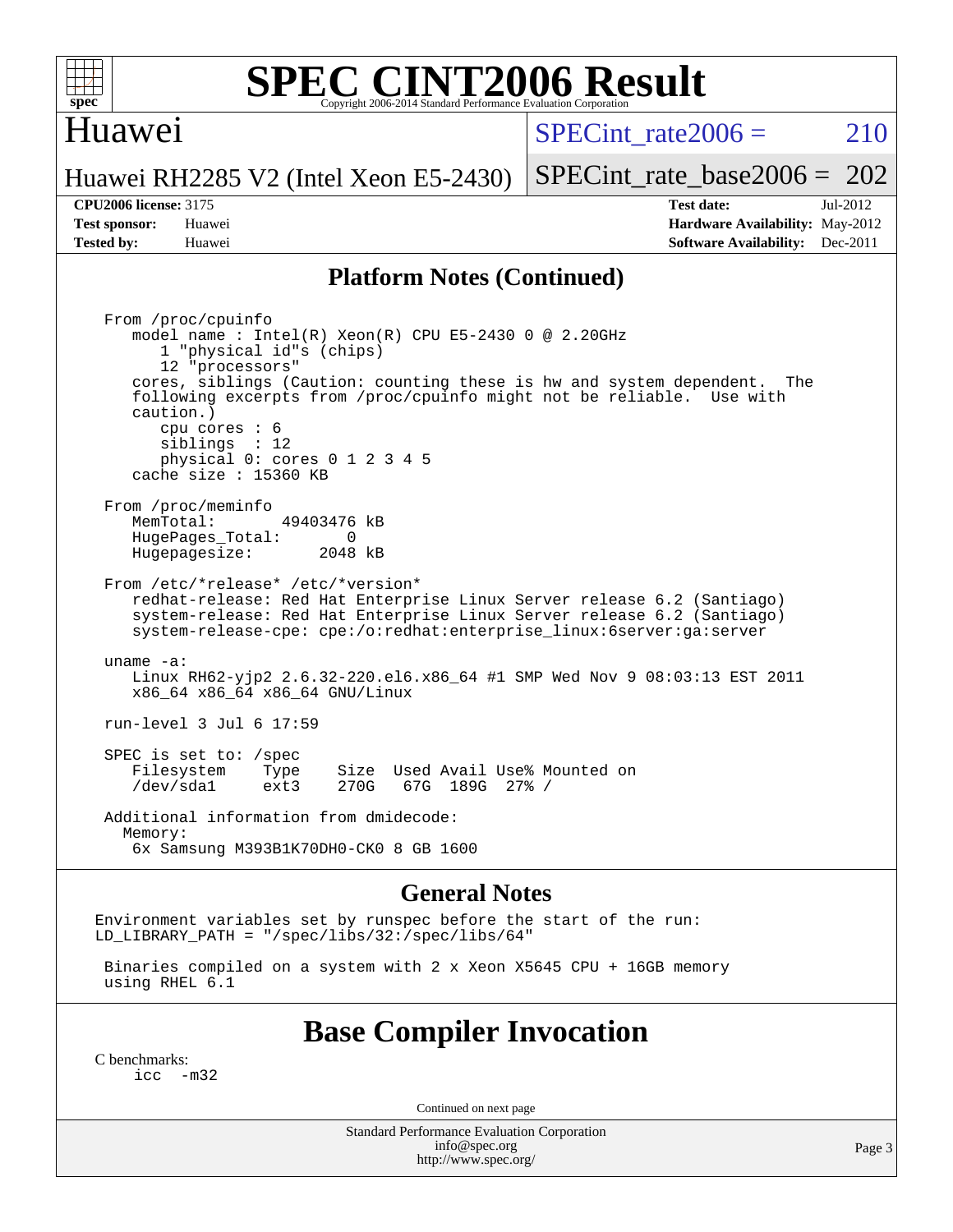# SPEC CINT2006 Result

Copyright 2006-2014 Standard Performance Evaluation Corporation

## Huawei

Huawei RH2285 V2 (Intel Xeon E5-2430)

SPECint_rate2006 = 210

SPECint_rate_base2006 = 202

| | | | |
|---|---|---|---|
| **CPU2006 license:** | 3175 | **Test date:** | Jul-2012 |
| **Test sponsor:** | Huawei | **Hardware Availability:** | May-2012 |
| **Tested by:** | Huawei | **Software Availability:** | Dec-2011 |

## Platform Notes (Continued)

```
From /proc/cpuinfo
   model name : Intel(R) Xeon(R) CPU E5-2430 0 @ 2.20GHz
      1 "physical id"s (chips)
      12 "processors"
   cores, siblings (Caution: counting these is hw and system dependent.  The
   following excerpts from /proc/cpuinfo might not be reliable.  Use with
   caution.)
      cpu cores : 6
      siblings  : 12
      physical 0: cores 0 1 2 3 4 5
   cache size : 15360 KB

From /proc/meminfo
   MemTotal:       49403476 kB
   HugePages_Total:       0
   Hugepagesize:       2048 kB

From /etc/*release* /etc/*version*
   redhat-release: Red Hat Enterprise Linux Server release 6.2 (Santiago)
   system-release: Red Hat Enterprise Linux Server release 6.2 (Santiago)
   system-release-cpe: cpe:/o:redhat:enterprise_linux:6server:ga:server

uname -a:
   Linux RH62-yjp2 2.6.32-220.el6.x86_64 #1 SMP Wed Nov 9 08:03:13 EST 2011
   x86_64 x86_64 x86_64 GNU/Linux

run-level 3 Jul 6 17:59

SPEC is set to: /spec
   Filesystem    Type    Size  Used Avail Use% Mounted on
   /dev/sda1     ext3    270G   67G  189G  27% /

Additional information from dmidecode:
  Memory:
   6x Samsung M393B1K70DH0-CK0 8 GB 1600
```

## General Notes

```
Environment variables set by runspec before the start of the run:
LD_LIBRARY_PATH = "/spec/libs/32:/spec/libs/64"

 Binaries compiled on a system with 2 x Xeon X5645 CPU + 16GB memory
 using RHEL 6.1
```

## Base Compiler Invocation

C benchmarks:

```
icc  -m32
```

Continued on next page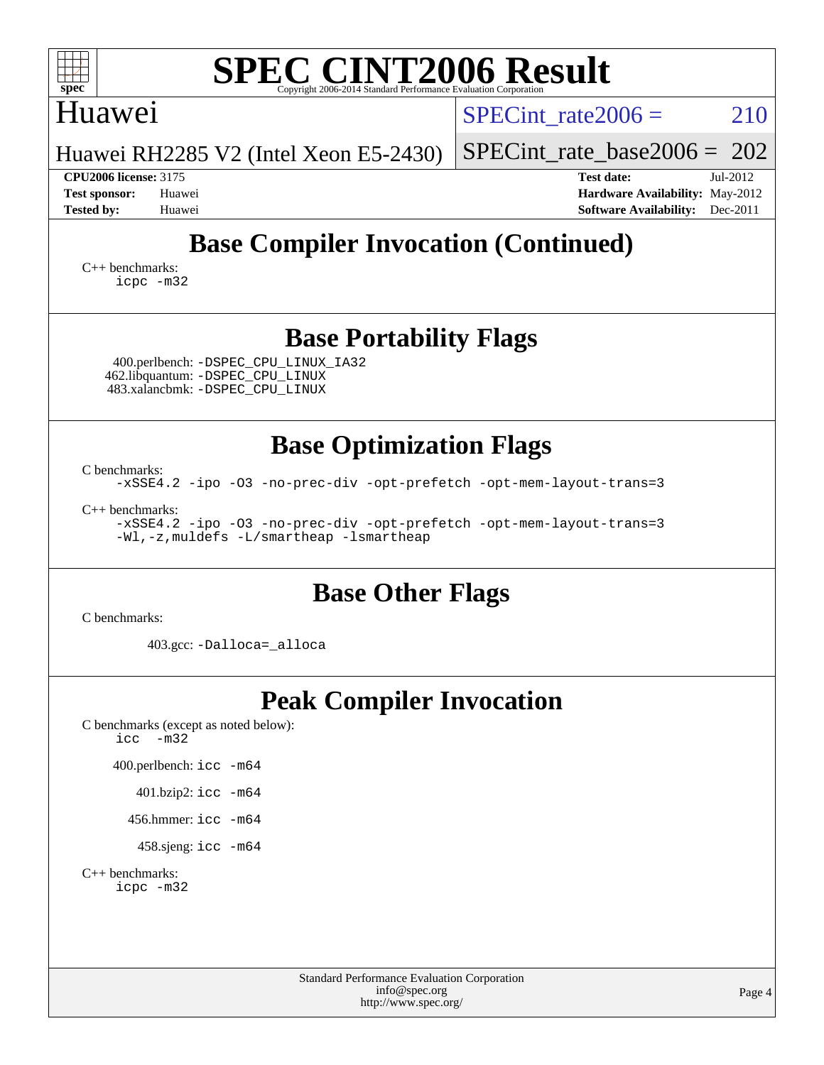# SPEC CINT2006 Result

Copyright 2006-2014 Standard Performance Evaluation Corporation

## Huawei

Huawei RH2285 V2 (Intel Xeon E5-2430)

SPECint_rate2006 = 210

SPECint_rate_base2006 = 202

**CPU2006 license:** 3175
**Test sponsor:** Huawei
**Tested by:** Huawei

**Test date:** Jul-2012
**Hardware Availability:** May-2012
**Software Availability:** Dec-2011

## Base Compiler Invocation (Continued)

C++ benchmarks:
```
icpc -m32
```

## Base Portability Flags

400.perlbench: `-DSPEC_CPU_LINUX_IA32`
462.libquantum: `-DSPEC_CPU_LINUX`
483.xalancbmk: `-DSPEC_CPU_LINUX`

## Base Optimization Flags

C benchmarks:
```
-xSSE4.2 -ipo -O3 -no-prec-div -opt-prefetch -opt-mem-layout-trans=3
```

C++ benchmarks:
```
-xSSE4.2 -ipo -O3 -no-prec-div -opt-prefetch -opt-mem-layout-trans=3
-Wl,-z,muldefs -L/smartheap -lsmartheap
```

## Base Other Flags

C benchmarks:

403.gcc: `-Dalloca=_alloca`

## Peak Compiler Invocation

C benchmarks (except as noted below):
```
icc  -m32
```

400.perlbench: `icc -m64`

401.bzip2: `icc -m64`

456.hmmer: `icc -m64`

458.sjeng: `icc -m64`

C++ benchmarks:
```
icpc -m32
```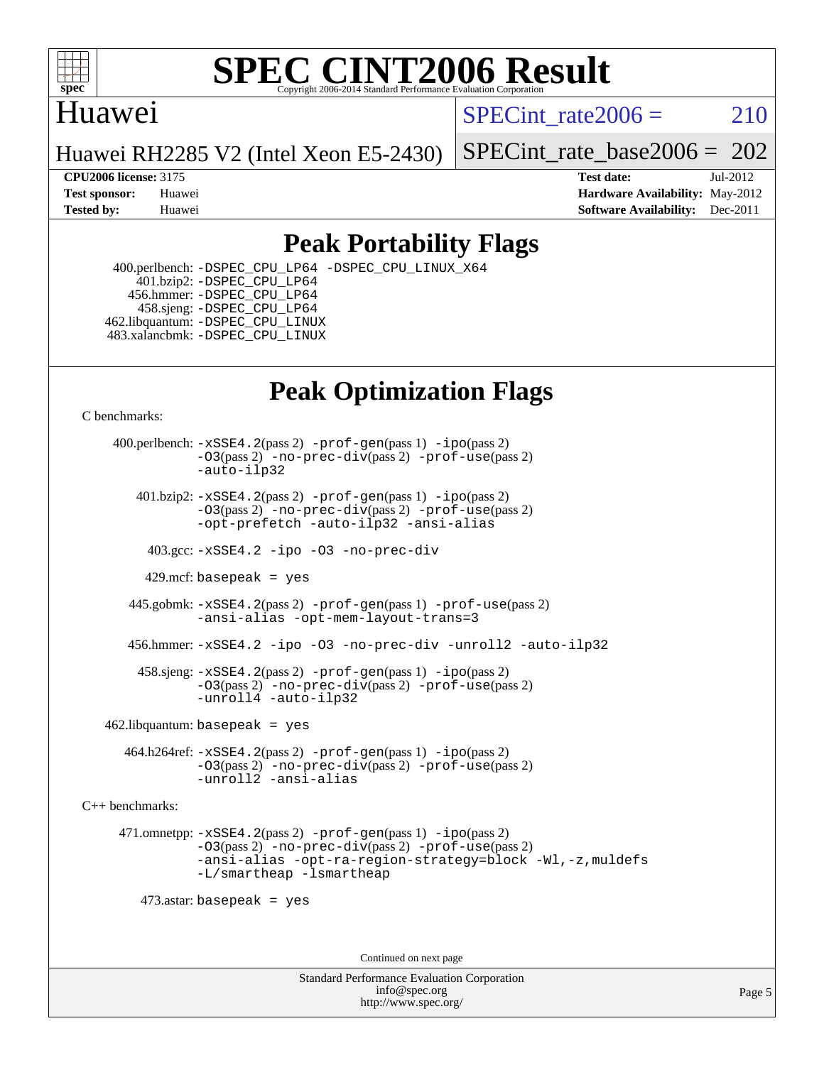# SPEC CINT2006 Result

Copyright 2006-2014 Standard Performance Evaluation Corporation

Huawei

Huawei RH2285 V2 (Intel Xeon E5-2430)

SPECint_rate2006 = 210

SPECint_rate_base2006 = 202

**CPU2006 license:** 3175
**Test sponsor:** Huawei
**Tested by:** Huawei

**Test date:** Jul-2012
**Hardware Availability:** May-2012
**Software Availability:** Dec-2011

## Peak Portability Flags

400.perlbench: `-DSPEC_CPU_LP64 -DSPEC_CPU_LINUX_X64`
401.bzip2: `-DSPEC_CPU_LP64`
456.hmmer: `-DSPEC_CPU_LP64`
458.sjeng: `-DSPEC_CPU_LP64`
462.libquantum: `-DSPEC_CPU_LINUX`
483.xalancbmk: `-DSPEC_CPU_LINUX`

## Peak Optimization Flags

C benchmarks:

400.perlbench: `-xSSE4.2`(pass 2) `-prof-gen`(pass 1) `-ipo`(pass 2) `-O3`(pass 2) `-no-prec-div`(pass 2) `-prof-use`(pass 2) `-auto-ilp32`

401.bzip2: `-xSSE4.2`(pass 2) `-prof-gen`(pass 1) `-ipo`(pass 2) `-O3`(pass 2) `-no-prec-div`(pass 2) `-prof-use`(pass 2) `-opt-prefetch -auto-ilp32 -ansi-alias`

403.gcc: `-xSSE4.2 -ipo -O3 -no-prec-div`

429.mcf: `basepeak = yes`

445.gobmk: `-xSSE4.2`(pass 2) `-prof-gen`(pass 1) `-prof-use`(pass 2) `-ansi-alias -opt-mem-layout-trans=3`

456.hmmer: `-xSSE4.2 -ipo -O3 -no-prec-div -unroll2 -auto-ilp32`

458.sjeng: `-xSSE4.2`(pass 2) `-prof-gen`(pass 1) `-ipo`(pass 2) `-O3`(pass 2) `-no-prec-div`(pass 2) `-prof-use`(pass 2) `-unroll4 -auto-ilp32`

462.libquantum: `basepeak = yes`

464.h264ref: `-xSSE4.2`(pass 2) `-prof-gen`(pass 1) `-ipo`(pass 2) `-O3`(pass 2) `-no-prec-div`(pass 2) `-prof-use`(pass 2) `-unroll2 -ansi-alias`

C++ benchmarks:

471.omnetpp: `-xSSE4.2`(pass 2) `-prof-gen`(pass 1) `-ipo`(pass 2) `-O3`(pass 2) `-no-prec-div`(pass 2) `-prof-use`(pass 2) `-ansi-alias -opt-ra-region-strategy=block -Wl,-z,muldefs -L/smartheap -lsmartheap`

473.astar: `basepeak = yes`

Continued on next page

Standard Performance Evaluation Corporation
info@spec.org
http://www.spec.org/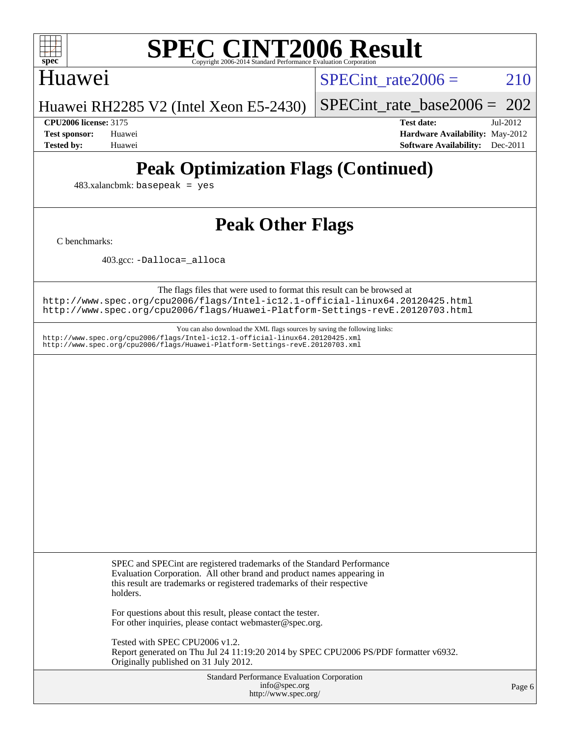## Peak Optimization Flags (Continued)

483.xalancbmk: basepeak = yes

## Peak Other Flags

C benchmarks:

403.gcc: -Dalloca=_alloca

The flags files that were used to format this result can be browsed at
http://www.spec.org/cpu2006/flags/Intel-ic12.1-official-linux64.20120425.html
http://www.spec.org/cpu2006/flags/Huawei-Platform-Settings-revE.20120703.html

You can also download the XML flags sources by saving the following links:
http://www.spec.org/cpu2006/flags/Intel-ic12.1-official-linux64.20120425.xml
http://www.spec.org/cpu2006/flags/Huawei-Platform-Settings-revE.20120703.xml

SPEC and SPECint are registered trademarks of the Standard Performance Evaluation Corporation. All other brand and product names appearing in this result are trademarks or registered trademarks of their respective holders.

For questions about this result, please contact the tester.
For other inquiries, please contact webmaster@spec.org.

Tested with SPEC CPU2006 v1.2.
Report generated on Thu Jul 24 11:19:20 2014 by SPEC CPU2006 PS/PDF formatter v6932.
Originally published on 31 July 2012.